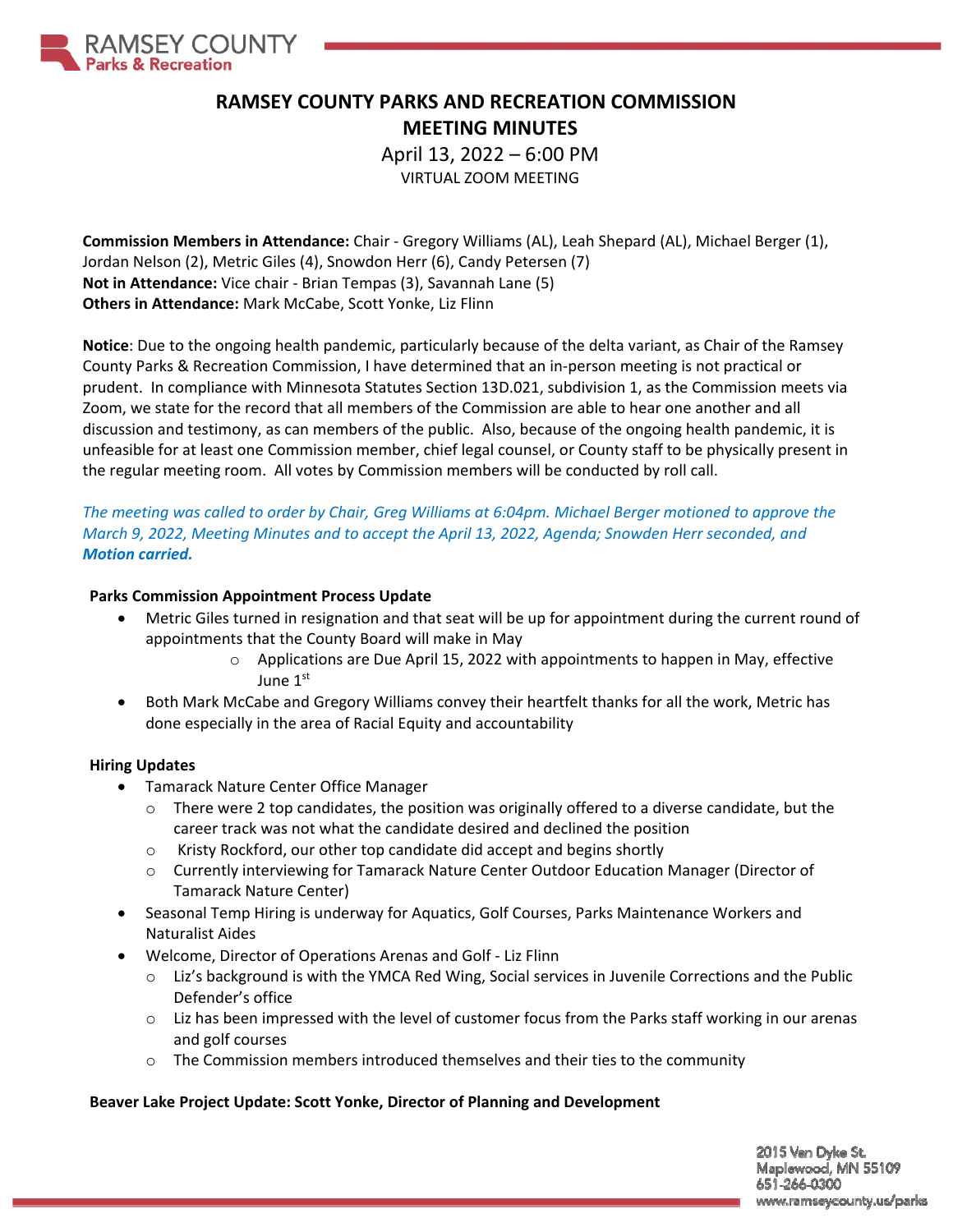# RAMSEY COUNTY PARKS AND RECREATION COMMISSION
## MEETING MINUTES

April 13, 2022 – 6:00 PM
VIRTUAL ZOOM MEETING

**Commission Members in Attendance:** Chair - Gregory Williams (AL), Leah Shepard (AL), Michael Berger (1), Jordan Nelson (2), Metric Giles (4), Snowdon Herr (6), Candy Petersen (7)
**Not in Attendance:** Vice chair - Brian Tempas (3), Savannah Lane (5)
**Others in Attendance:** Mark McCabe, Scott Yonke, Liz Flinn

**Notice**: Due to the ongoing health pandemic, particularly because of the delta variant, as Chair of the Ramsey County Parks & Recreation Commission, I have determined that an in-person meeting is not practical or prudent. In compliance with Minnesota Statutes Section 13D.021, subdivision 1, as the Commission meets via Zoom, we state for the record that all members of the Commission are able to hear one another and all discussion and testimony, as can members of the public. Also, because of the ongoing health pandemic, it is unfeasible for at least one Commission member, chief legal counsel, or County staff to be physically present in the regular meeting room. All votes by Commission members will be conducted by roll call.

*The meeting was called to order by Chair, Greg Williams at 6:04pm. Michael Berger motioned to approve the March 9, 2022, Meeting Minutes and to accept the April 13, 2022, Agenda; Snowden Herr seconded, and* ***Motion carried.***

**Parks Commission Appointment Process Update**

- Metric Giles turned in resignation and that seat will be up for appointment during the current round of appointments that the County Board will make in May
  - Applications are Due April 15, 2022 with appointments to happen in May, effective June 1st
- Both Mark McCabe and Gregory Williams convey their heartfelt thanks for all the work, Metric has done especially in the area of Racial Equity and accountability

**Hiring Updates**

- Tamarack Nature Center Office Manager
  - There were 2 top candidates, the position was originally offered to a diverse candidate, but the career track was not what the candidate desired and declined the position
  - Kristy Rockford, our other top candidate did accept and begins shortly
  - Currently interviewing for Tamarack Nature Center Outdoor Education Manager (Director of Tamarack Nature Center)
- Seasonal Temp Hiring is underway for Aquatics, Golf Courses, Parks Maintenance Workers and Naturalist Aides
- Welcome, Director of Operations Arenas and Golf - Liz Flinn
  - Liz's background is with the YMCA Red Wing, Social services in Juvenile Corrections and the Public Defender's office
  - Liz has been impressed with the level of customer focus from the Parks staff working in our arenas and golf courses
  - The Commission members introduced themselves and their ties to the community

**Beaver Lake Project Update: Scott Yonke, Director of Planning and Development**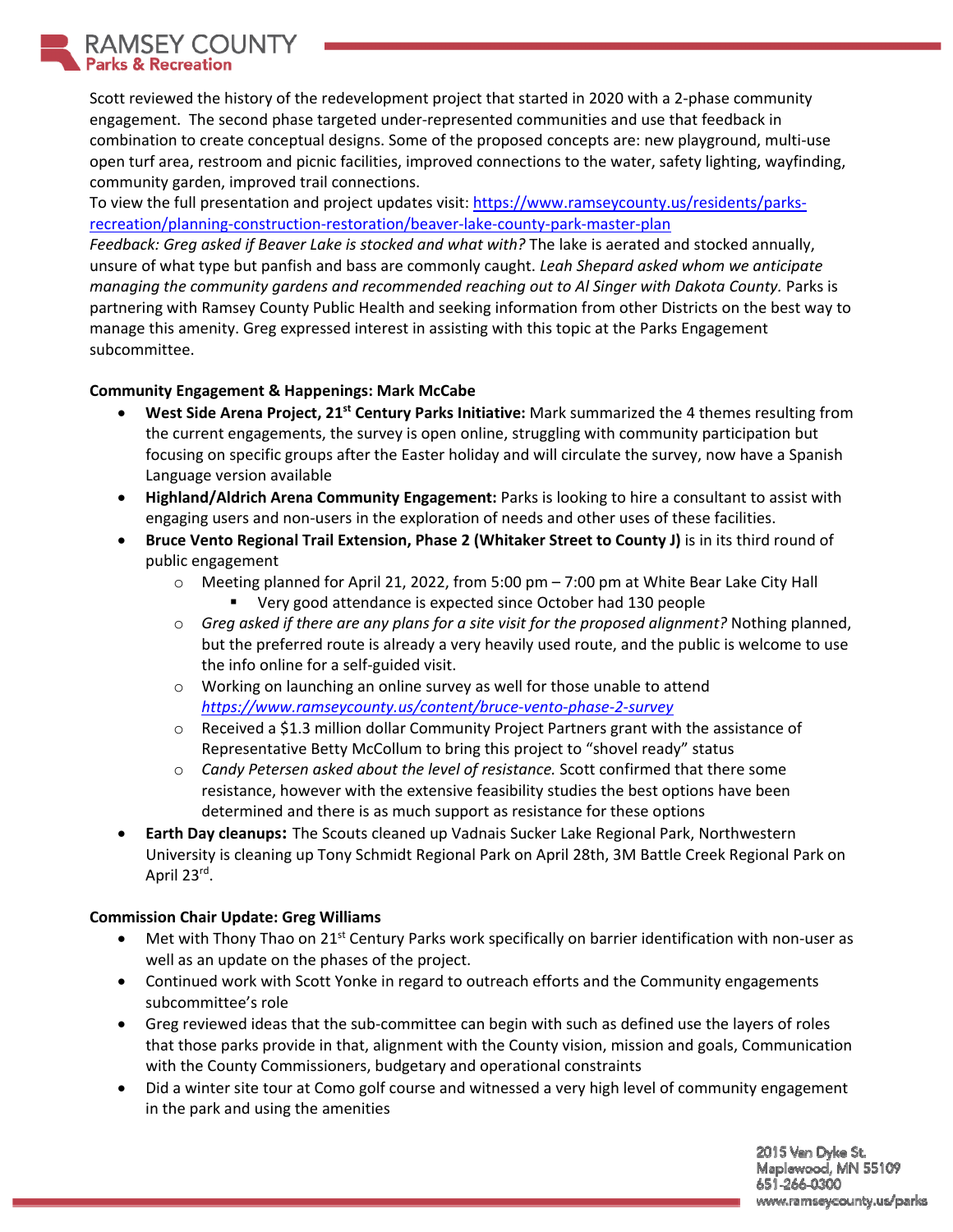Scott reviewed the history of the redevelopment project that started in 2020 with a 2-phase community engagement. The second phase targeted under-represented communities and use that feedback in combination to create conceptual designs. Some of the proposed concepts are: new playground, multi-use open turf area, restroom and picnic facilities, improved connections to the water, safety lighting, wayfinding, community garden, improved trail connections.

To view the full presentation and project updates visit: [https://www.ramseycounty.us/residents/parks-recreation/planning-construction-restoration/beaver-lake-county-park-master-plan](https://www.ramseycounty.us/residents/parks-recreation/planning-construction-restoration/beaver-lake-county-park-master-plan)

*Feedback: Greg asked if Beaver Lake is stocked and what with?* The lake is aerated and stocked annually, unsure of what type but panfish and bass are commonly caught. *Leah Shepard asked whom we anticipate managing the community gardens and recommended reaching out to Al Singer with Dakota County.* Parks is partnering with Ramsey County Public Health and seeking information from other Districts on the best way to manage this amenity. Greg expressed interest in assisting with this topic at the Parks Engagement subcommittee.

**Community Engagement & Happenings: Mark McCabe**

- **West Side Arena Project, 21st Century Parks Initiative:** Mark summarized the 4 themes resulting from the current engagements, the survey is open online, struggling with community participation but focusing on specific groups after the Easter holiday and will circulate the survey, now have a Spanish Language version available
- **Highland/Aldrich Arena Community Engagement:** Parks is looking to hire a consultant to assist with engaging users and non-users in the exploration of needs and other uses of these facilities.
- **Bruce Vento Regional Trail Extension, Phase 2 (Whitaker Street to County J)** is in its third round of public engagement
  - Meeting planned for April 21, 2022, from 5:00 pm – 7:00 pm at White Bear Lake City Hall
    - Very good attendance is expected since October had 130 people
  - *Greg asked if there are any plans for a site visit for the proposed alignment?* Nothing planned, but the preferred route is already a very heavily used route, and the public is welcome to use the info online for a self-guided visit.
  - Working on launching an online survey as well for those unable to attend *[https://www.ramseycounty.us/content/bruce-vento-phase-2-survey](https://www.ramseycounty.us/content/bruce-vento-phase-2-survey)*
  - Received a $1.3 million dollar Community Project Partners grant with the assistance of Representative Betty McCollum to bring this project to "shovel ready" status
  - *Candy Petersen asked about the level of resistance.* Scott confirmed that there some resistance, however with the extensive feasibility studies the best options have been determined and there is as much support as resistance for these options
- **Earth Day cleanups:** The Scouts cleaned up Vadnais Sucker Lake Regional Park, Northwestern University is cleaning up Tony Schmidt Regional Park on April 28th, 3M Battle Creek Regional Park on April 23rd.

**Commission Chair Update: Greg Williams**

- Met with Thony Thao on 21st Century Parks work specifically on barrier identification with non-user as well as an update on the phases of the project.
- Continued work with Scott Yonke in regard to outreach efforts and the Community engagements subcommittee's role
- Greg reviewed ideas that the sub-committee can begin with such as defined use the layers of roles that those parks provide in that, alignment with the County vision, mission and goals, Communication with the County Commissioners, budgetary and operational constraints
- Did a winter site tour at Como golf course and witnessed a very high level of community engagement in the park and using the amenities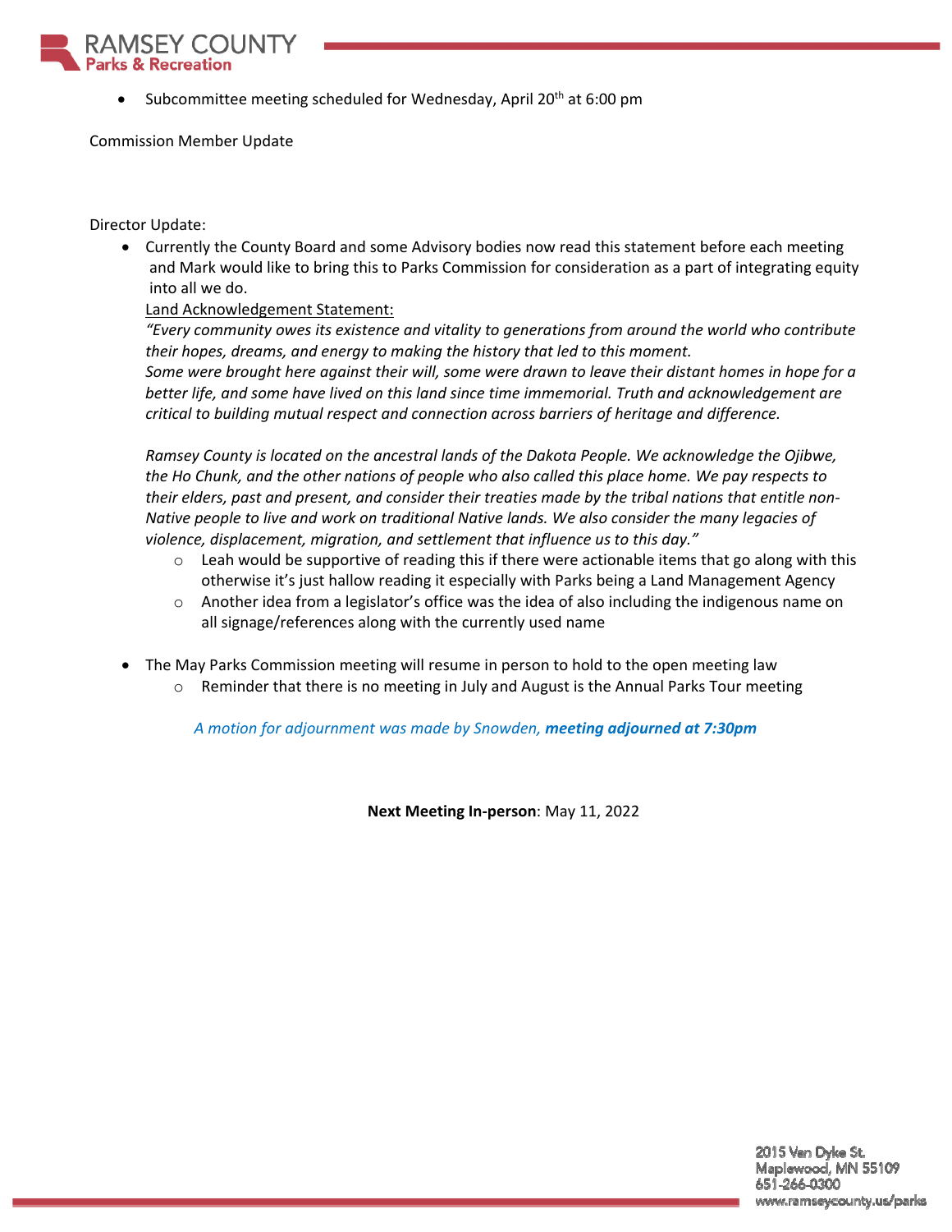- Subcommittee meeting scheduled for Wednesday, April 20th at 6:00 pm

Commission Member Update

Director Update:

- Currently the County Board and some Advisory bodies now read this statement before each meeting and Mark would like to bring this to Parks Commission for consideration as a part of integrating equity into all we do.

  Land Acknowledgement Statement:

  *"Every community owes its existence and vitality to generations from around the world who contribute their hopes, dreams, and energy to making the history that led to this moment.*
  *Some were brought here against their will, some were drawn to leave their distant homes in hope for a better life, and some have lived on this land since time immemorial. Truth and acknowledgement are critical to building mutual respect and connection across barriers of heritage and difference.*

  *Ramsey County is located on the ancestral lands of the Dakota People. We acknowledge the Ojibwe, the Ho Chunk, and the other nations of people who also called this place home. We pay respects to their elders, past and present, and consider their treaties made by the tribal nations that entitle non-Native people to live and work on traditional Native lands. We also consider the many legacies of violence, displacement, migration, and settlement that influence us to this day."*

  - Leah would be supportive of reading this if there were actionable items that go along with this otherwise it's just hallow reading it especially with Parks being a Land Management Agency
  - Another idea from a legislator's office was the idea of also including the indigenous name on all signage/references along with the currently used name

- The May Parks Commission meeting will resume in person to hold to the open meeting law
  - Reminder that there is no meeting in July and August is the Annual Parks Tour meeting

*A motion for adjournment was made by Snowden,* ***meeting adjourned at 7:30pm***

**Next Meeting In-person**: May 11, 2022

2015 Van Dyke St.
Maplewood, MN 55109
651-266-0300
www.ramseycounty.us/parks